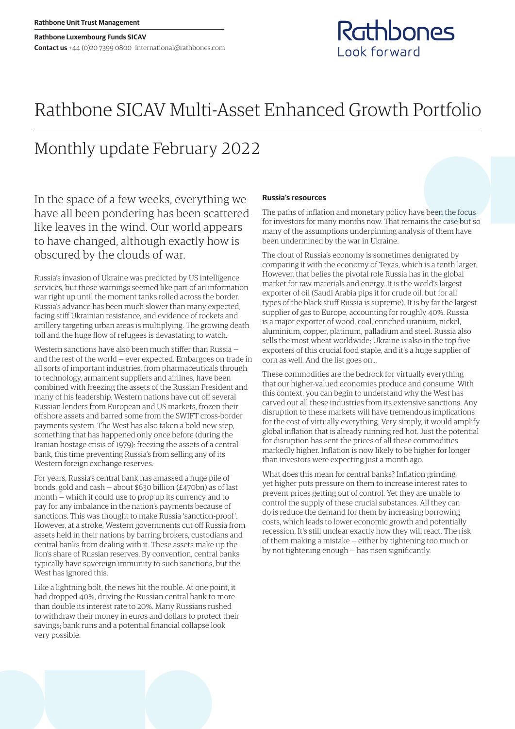Rathbone Unit Trust Management

Rathbone Luxembourg Funds SICAV
**Contact us** +44 (0)20 7399 0800 international@rathbones.com

# Rathbone SICAV Multi-Asset Enhanced Growth Portfolio

## Monthly update February 2022

In the space of a few weeks, everything we have all been pondering has been scattered like leaves in the wind. Our world appears to have changed, although exactly how is obscured by the clouds of war.

Russia's invasion of Ukraine was predicted by US intelligence services, but those warnings seemed like part of an information war right up until the moment tanks rolled across the border. Russia's advance has been much slower than many expected, facing stiff Ukrainian resistance, and evidence of rockets and artillery targeting urban areas is multiplying. The growing death toll and the huge flow of refugees is devastating to watch.

Western sanctions have also been much stiffer than Russia — and the rest of the world — ever expected. Embargoes on trade in all sorts of important industries, from pharmaceuticals through to technology, armament suppliers and airlines, have been combined with freezing the assets of the Russian President and many of his leadership. Western nations have cut off several Russian lenders from European and US markets, frozen their offshore assets and barred some from the SWIFT cross-border payments system. The West has also taken a bold new step, something that has happened only once before (during the Iranian hostage crisis of 1979): freezing the assets of a central bank, this time preventing Russia's from selling any of its Western foreign exchange reserves.

For years, Russia's central bank has amassed a huge pile of bonds, gold and cash — about $630 billion (£470bn) as of last month — which it could use to prop up its currency and to pay for any imbalance in the nation's payments because of sanctions. This was thought to make Russia 'sanction-proof'. However, at a stroke, Western governments cut off Russia from assets held in their nations by barring brokers, custodians and central banks from dealing with it. These assets make up the lion's share of Russian reserves. By convention, central banks typically have sovereign immunity to such sanctions, but the West has ignored this.

Like a lightning bolt, the news hit the rouble. At one point, it had dropped 40%, driving the Russian central bank to more than double its interest rate to 20%. Many Russians rushed to withdraw their money in euros and dollars to protect their savings; bank runs and a potential financial collapse look very possible.

### Russia's resources

The paths of inflation and monetary policy have been the focus for investors for many months now. That remains the case but so many of the assumptions underpinning analysis of them have been undermined by the war in Ukraine.

The clout of Russia's economy is sometimes denigrated by comparing it with the economy of Texas, which is a tenth larger. However, that belies the pivotal role Russia has in the global market for raw materials and energy. It is the world's largest exporter of oil (Saudi Arabia pips it for crude oil, but for all types of the black stuff Russia is supreme). It is by far the largest supplier of gas to Europe, accounting for roughly 40%. Russia is a major exporter of wood, coal, enriched uranium, nickel, aluminium, copper, platinum, palladium and steel. Russia also sells the most wheat worldwide; Ukraine is also in the top five exporters of this crucial food staple, and it's a huge supplier of corn as well. And the list goes on…

These commodities are the bedrock for virtually everything that our higher-valued economies produce and consume. With this context, you can begin to understand why the West has carved out all these industries from its extensive sanctions. Any disruption to these markets will have tremendous implications for the cost of virtually everything. Very simply, it would amplify global inflation that is already running red hot. Just the potential for disruption has sent the prices of all these commodities markedly higher. Inflation is now likely to be higher for longer than investors were expecting just a month ago.

What does this mean for central banks? Inflation grinding yet higher puts pressure on them to increase interest rates to prevent prices getting out of control. Yet they are unable to control the supply of these crucial substances. All they can do is reduce the demand for them by increasing borrowing costs, which leads to lower economic growth and potentially recession. It's still unclear exactly how they will react. The risk of them making a mistake — either by tightening too much or by not tightening enough — has risen significantly.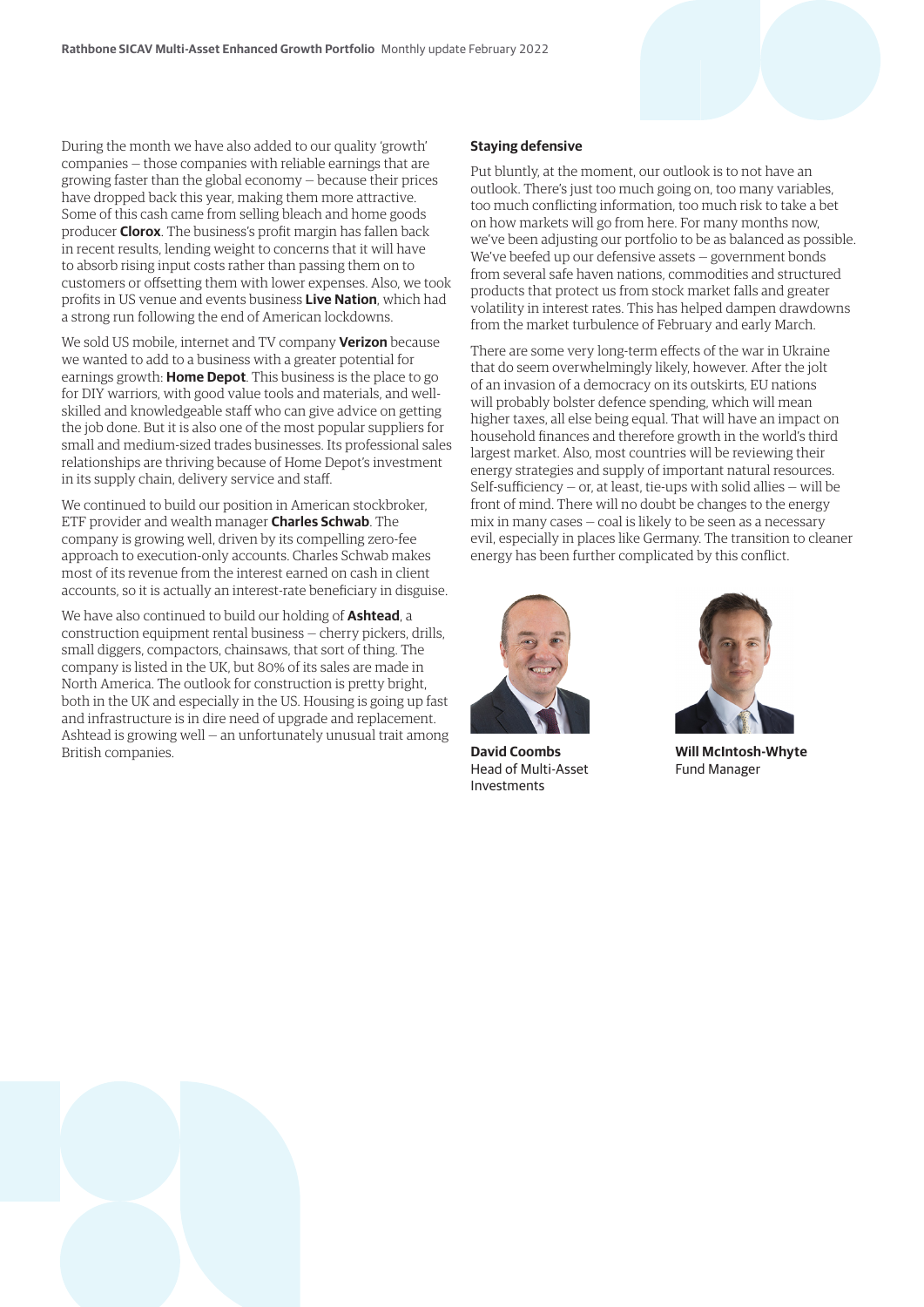During the month we have also added to our quality 'growth' companies – those companies with reliable earnings that are growing faster than the global economy – because their prices have dropped back this year, making them more attractive. Some of this cash came from selling bleach and home goods producer **Clorox**. The business's profit margin has fallen back in recent results, lending weight to concerns that it will have to absorb rising input costs rather than passing them on to customers or offsetting them with lower expenses. Also, we took profits in US venue and events business **Live Nation**, which had a strong run following the end of American lockdowns.

We sold US mobile, internet and TV company **Verizon** because we wanted to add to a business with a greater potential for earnings growth: **Home Depot**. This business is the place to go for DIY warriors, with good value tools and materials, and well-skilled and knowledgeable staff who can give advice on getting the job done. But it is also one of the most popular suppliers for small and medium-sized trades businesses. Its professional sales relationships are thriving because of Home Depot's investment in its supply chain, delivery service and staff.

We continued to build our position in American stockbroker, ETF provider and wealth manager **Charles Schwab**. The company is growing well, driven by its compelling zero-fee approach to execution-only accounts. Charles Schwab makes most of its revenue from the interest earned on cash in client accounts, so it is actually an interest-rate beneficiary in disguise.

We have also continued to build our holding of **Ashtead**, a construction equipment rental business – cherry pickers, drills, small diggers, compactors, chainsaws, that sort of thing. The company is listed in the UK, but 80% of its sales are made in North America. The outlook for construction is pretty bright, both in the UK and especially in the US. Housing is going up fast and infrastructure is in dire need of upgrade and replacement. Ashtead is growing well – an unfortunately unusual trait among British companies.

### Staying defensive

Put bluntly, at the moment, our outlook is to not have an outlook. There's just too much going on, too many variables, too much conflicting information, too much risk to take a bet on how markets will go from here. For many months now, we've been adjusting our portfolio to be as balanced as possible. We've beefed up our defensive assets – government bonds from several safe haven nations, commodities and structured products that protect us from stock market falls and greater volatility in interest rates. This has helped dampen drawdowns from the market turbulence of February and early March.

There are some very long-term effects of the war in Ukraine that do seem overwhelmingly likely, however. After the jolt of an invasion of a democracy on its outskirts, EU nations will probably bolster defence spending, which will mean higher taxes, all else being equal. That will have an impact on household finances and therefore growth in the world's third largest market. Also, most countries will be reviewing their energy strategies and supply of important natural resources. Self-sufficiency – or, at least, tie-ups with solid allies – will be front of mind. There will no doubt be changes to the energy mix in many cases – coal is likely to be seen as a necessary evil, especially in places like Germany. The transition to cleaner energy has been further complicated by this conflict.

**David Coombs**
Head of Multi-Asset Investments

**Will McIntosh-Whyte**
Fund Manager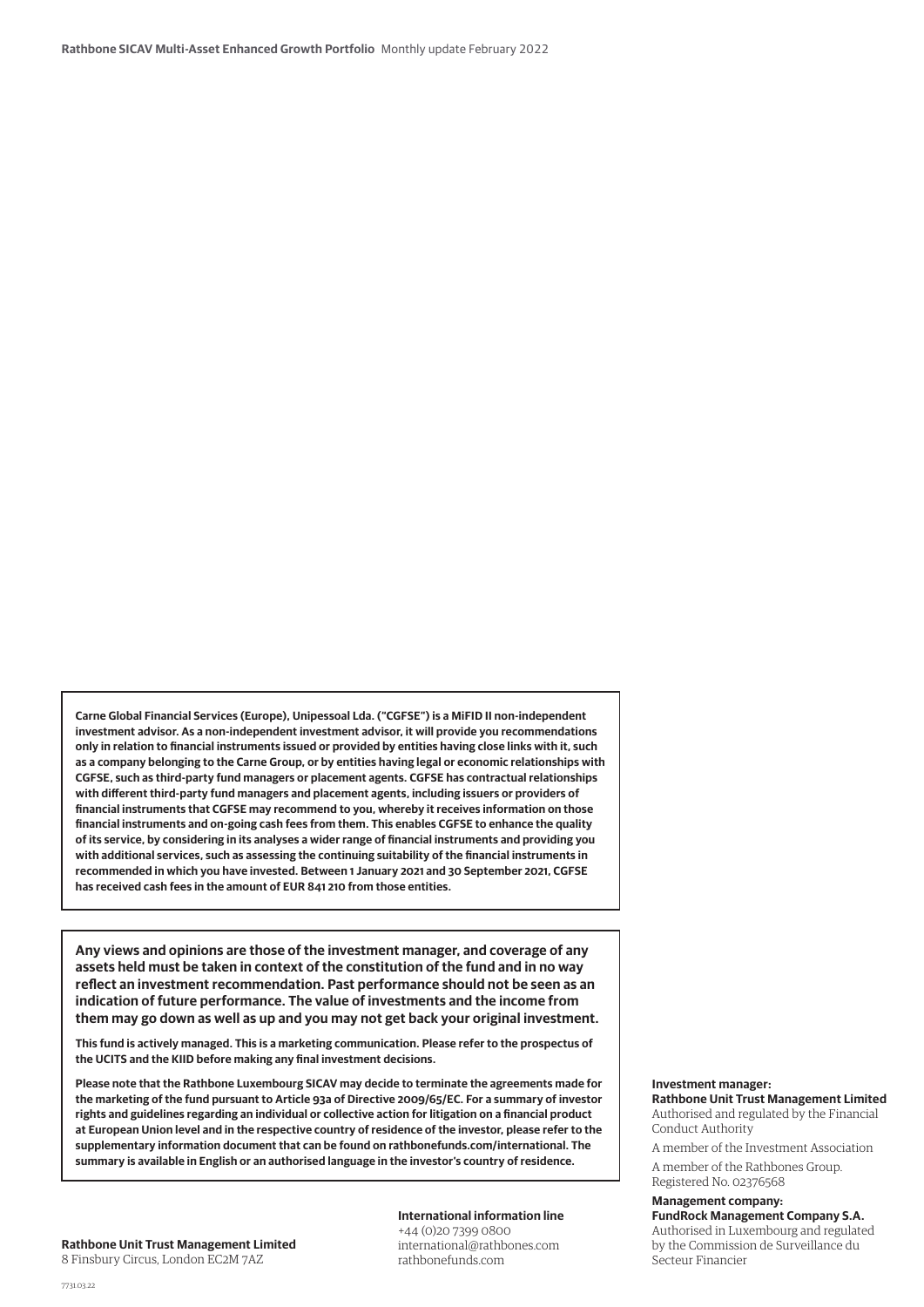**Carne Global Financial Services (Europe), Unipessoal Lda. ("CGFSE") is a MiFID II non-independent investment advisor. As a non-independent investment advisor, it will provide you recommendations only in relation to financial instruments issued or provided by entities having close links with it, such as a company belonging to the Carne Group, or by entities having legal or economic relationships with CGFSE, such as third-party fund managers or placement agents. CGFSE has contractual relationships with different third-party fund managers and placement agents, including issuers or providers of financial instruments that CGFSE may recommend to you, whereby it receives information on those financial instruments and on-going cash fees from them. This enables CGFSE to enhance the quality of its service, by considering in its analyses a wider range of financial instruments and providing you with additional services, such as assessing the continuing suitability of the financial instruments in recommended in which you have invested. Between 1 January 2021 and 30 September 2021, CGFSE has received cash fees in the amount of EUR 841 210 from those entities.**

**Any views and opinions are those of the investment manager, and coverage of any assets held must be taken in context of the constitution of the fund and in no way reflect an investment recommendation. Past performance should not be seen as an indication of future performance. The value of investments and the income from them may go down as well as up and you may not get back your original investment.**

**This fund is actively managed. This is a marketing communication. Please refer to the prospectus of the UCITS and the KIID before making any final investment decisions.**

**Please note that the Rathbone Luxembourg SICAV may decide to terminate the agreements made for the marketing of the fund pursuant to Article 93a of Directive 2009/65/EC. For a summary of investor rights and guidelines regarding an individual or collective action for litigation on a financial product at European Union level and in the respective country of residence of the investor, please refer to the supplementary information document that can be found on rathbonefunds.com/international. The summary is available in English or an authorised language in the investor's country of residence.**

**Rathbone Unit Trust Management Limited**
8 Finsbury Circus, London EC2M 7AZ

**International information line**
+44 (0)20 7399 0800
international@rathbones.com
rathbonefunds.com

**Investment manager:**
**Rathbone Unit Trust Management Limited**
Authorised and regulated by the Financial Conduct Authority

A member of the Investment Association

A member of the Rathbones Group.
Registered No. 02376568

**Management company:**
**FundRock Management Company S.A.**
Authorised in Luxembourg and regulated by the Commission de Surveillance du Secteur Financier

7731.03.22